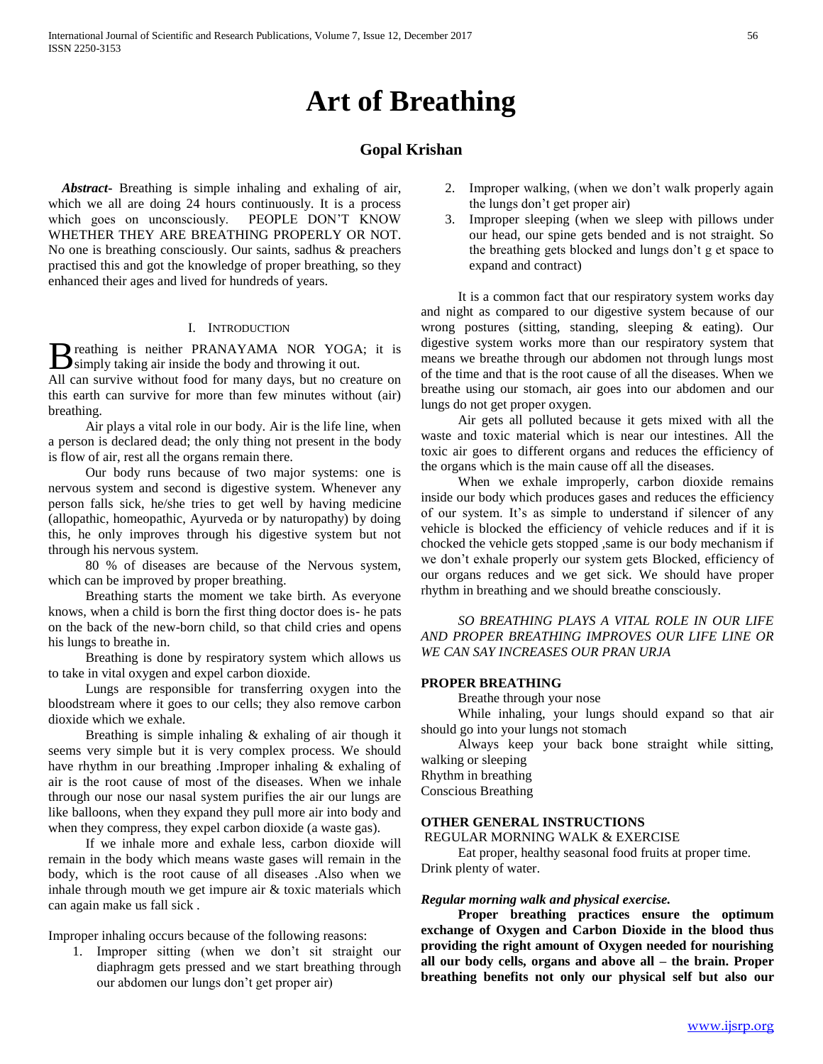# Art of Breathing

## Gopal Krishan

***Abstract-*** Breathing is simple inhaling and exhaling of air, which we all are doing 24 hours continuously. It is a process which goes on unconsciously. PEOPLE DON'T KNOW WHETHER THEY ARE BREATHING PROPERLY OR NOT. No one is breathing consciously. Our saints, sadhus & preachers practised this and got the knowledge of proper breathing, so they enhanced their ages and lived for hundreds of years.

## I. Introduction

Breathing is neither PRANAYAMA NOR YOGA; it is simply taking air inside the body and throwing it out. All can survive without food for many days, but no creature on this earth can survive for more than few minutes without (air) breathing.

Air plays a vital role in our body. Air is the life line, when a person is declared dead; the only thing not present in the body is flow of air, rest all the organs remain there.

Our body runs because of two major systems: one is nervous system and second is digestive system. Whenever any person falls sick, he/she tries to get well by having medicine (allopathic, homeopathic, Ayurveda or by naturopathy) by doing this, he only improves through his digestive system but not through his nervous system.

80 % of diseases are because of the Nervous system, which can be improved by proper breathing.

Breathing starts the moment we take birth. As everyone knows, when a child is born the first thing doctor does is- he pats on the back of the new-born child, so that child cries and opens his lungs to breathe in.

Breathing is done by respiratory system which allows us to take in vital oxygen and expel carbon dioxide.

Lungs are responsible for transferring oxygen into the bloodstream where it goes to our cells; they also remove carbon dioxide which we exhale.

Breathing is simple inhaling & exhaling of air though it seems very simple but it is very complex process. We should have rhythm in our breathing .Improper inhaling & exhaling of air is the root cause of most of the diseases. When we inhale through our nose our nasal system purifies the air our lungs are like balloons, when they expand they pull more air into body and when they compress, they expel carbon dioxide (a waste gas).

If we inhale more and exhale less, carbon dioxide will remain in the body which means waste gases will remain in the body, which is the root cause of all diseases .Also when we inhale through mouth we get impure air & toxic materials which can again make us fall sick .

Improper inhaling occurs because of the following reasons:

1. Improper sitting (when we don't sit straight our diaphragm gets pressed and we start breathing through our abdomen our lungs don't get proper air)
2. Improper walking, (when we don't walk properly again the lungs don't get proper air)
3. Improper sleeping (when we sleep with pillows under our head, our spine gets bended and is not straight. So the breathing gets blocked and lungs don't g et space to expand and contract)

It is a common fact that our respiratory system works day and night as compared to our digestive system because of our wrong postures (sitting, standing, sleeping & eating). Our digestive system works more than our respiratory system that means we breathe through our abdomen not through lungs most of the time and that is the root cause of all the diseases. When we breathe using our stomach, air goes into our abdomen and our lungs do not get proper oxygen.

Air gets all polluted because it gets mixed with all the waste and toxic material which is near our intestines. All the toxic air goes to different organs and reduces the efficiency of the organs which is the main cause off all the diseases.

When we exhale improperly, carbon dioxide remains inside our body which produces gases and reduces the efficiency of our system. It's as simple to understand if silencer of any vehicle is blocked the efficiency of vehicle reduces and if it is chocked the vehicle gets stopped ,same is our body mechanism if we don't exhale properly our system gets Blocked, efficiency of our organs reduces and we get sick. We should have proper rhythm in breathing and we should breathe consciously.

*SO BREATHING PLAYS A VITAL ROLE IN OUR LIFE AND PROPER BREATHING IMPROVES OUR LIFE LINE OR WE CAN SAY INCREASES OUR PRAN URJA*

**PROPER BREATHING**

Breathe through your nose

While inhaling, your lungs should expand so that air should go into your lungs not stomach

Always keep your back bone straight while sitting, walking or sleeping

Rhythm in breathing

Conscious Breathing

**OTHER GENERAL INSTRUCTIONS**

REGULAR MORNING WALK & EXERCISE

Eat proper, healthy seasonal food fruits at proper time. Drink plenty of water.

***Regular morning walk and physical exercise.***

**Proper breathing practices ensure the optimum exchange of Oxygen and Carbon Dioxide in the blood thus providing the right amount of Oxygen needed for nourishing all our body cells, organs and above all – the brain. Proper breathing benefits not only our physical self but also our**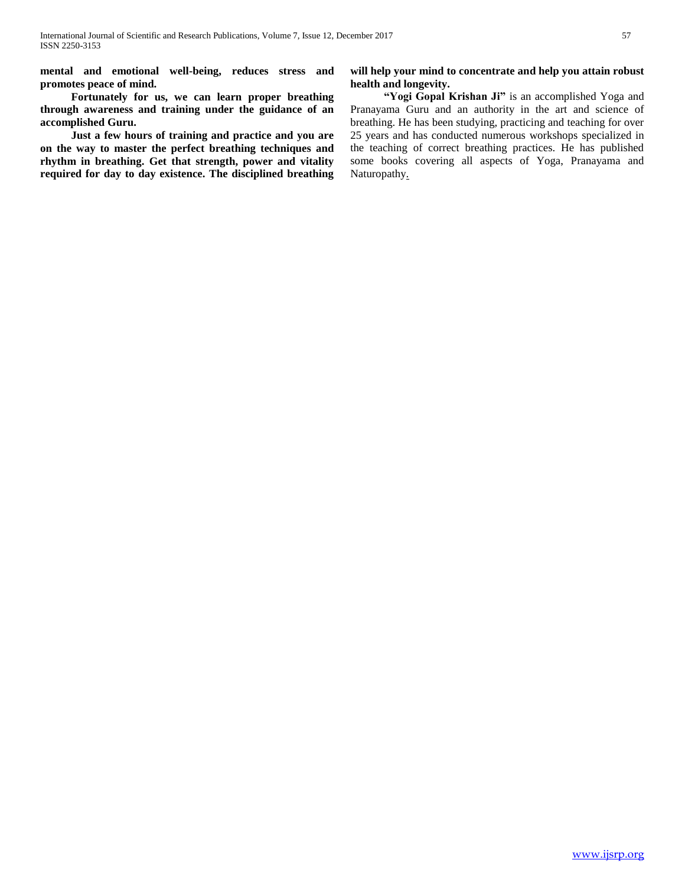**mental and emotional well-being, reduces stress and promotes peace of mind.**

**Fortunately for us, we can learn proper breathing through awareness and training under the guidance of an accomplished Guru.**

**Just a few hours of training and practice and you are on the way to master the perfect breathing techniques and rhythm in breathing. Get that strength, power and vitality required for day to day existence. The disciplined breathing will help your mind to concentrate and help you attain robust health and longevity.**

**"Yogi Gopal Krishan Ji"** is an accomplished Yoga and Pranayama Guru and an authority in the art and science of breathing. He has been studying, practicing and teaching for over 25 years and has conducted numerous workshops specialized in the teaching of correct breathing practices. He has published some books covering all aspects of Yoga, Pranayama and Naturopathy.